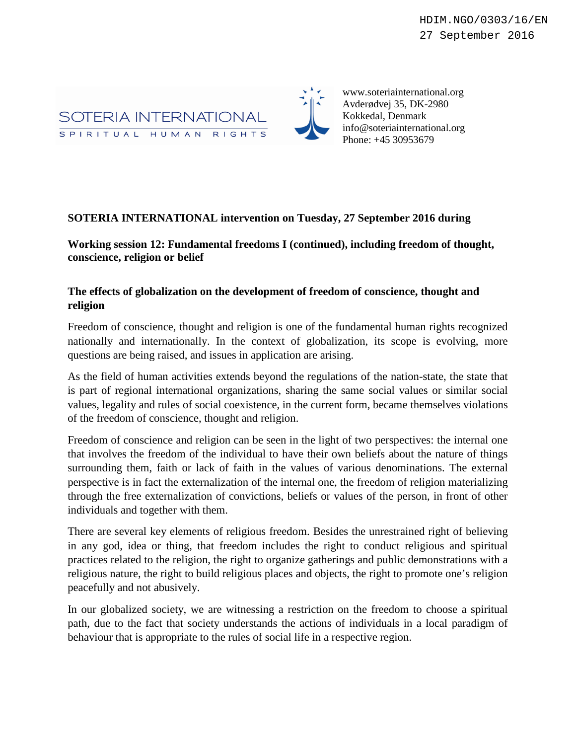HDIM.NGO/0303/16/EN
27 September 2016

SOTERIA INTERNATIONAL
SPIRITUAL HUMAN RIGHTS

www.soteriainternational.org
Avderødvej 35, DK-2980
Kokkedal, Denmark
info@soteriainternational.org
Phone: +45 30953679

**SOTERIA INTERNATIONAL intervention on Tuesday, 27 September 2016 during**

**Working session 12: Fundamental freedoms I (continued), including freedom of thought, conscience, religion or belief**

**The effects of globalization on the development of freedom of conscience, thought and religion**

Freedom of conscience, thought and religion is one of the fundamental human rights recognized nationally and internationally. In the context of globalization, its scope is evolving, more questions are being raised, and issues in application are arising.

As the field of human activities extends beyond the regulations of the nation-state, the state that is part of regional international organizations, sharing the same social values or similar social values, legality and rules of social coexistence, in the current form, became themselves violations of the freedom of conscience, thought and religion.

Freedom of conscience and religion can be seen in the light of two perspectives: the internal one that involves the freedom of the individual to have their own beliefs about the nature of things surrounding them, faith or lack of faith in the values of various denominations. The external perspective is in fact the externalization of the internal one, the freedom of religion materializing through the free externalization of convictions, beliefs or values of the person, in front of other individuals and together with them.

There are several key elements of religious freedom. Besides the unrestrained right of believing in any god, idea or thing, that freedom includes the right to conduct religious and spiritual practices related to the religion, the right to organize gatherings and public demonstrations with a religious nature, the right to build religious places and objects, the right to promote one's religion peacefully and not abusively.

In our globalized society, we are witnessing a restriction on the freedom to choose a spiritual path, due to the fact that society understands the actions of individuals in a local paradigm of behaviour that is appropriate to the rules of social life in a respective region.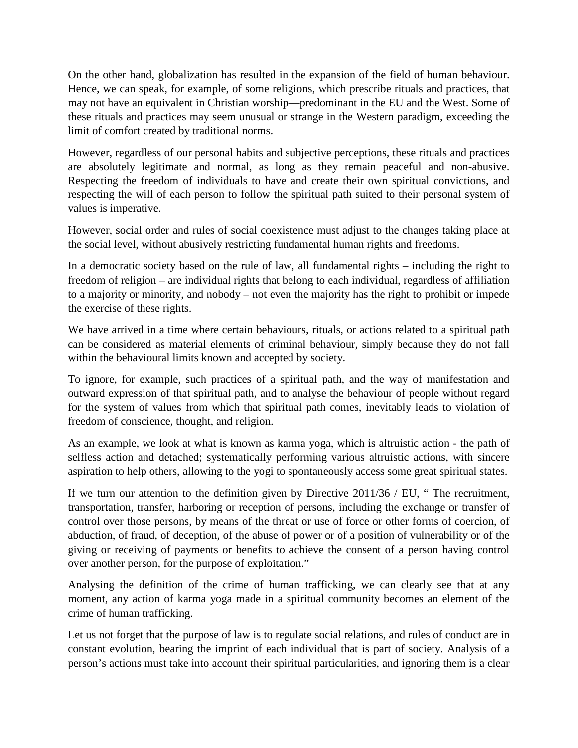On the other hand, globalization has resulted in the expansion of the field of human behaviour. Hence, we can speak, for example, of some religions, which prescribe rituals and practices, that may not have an equivalent in Christian worship—predominant in the EU and the West. Some of these rituals and practices may seem unusual or strange in the Western paradigm, exceeding the limit of comfort created by traditional norms.

However, regardless of our personal habits and subjective perceptions, these rituals and practices are absolutely legitimate and normal, as long as they remain peaceful and non-abusive. Respecting the freedom of individuals to have and create their own spiritual convictions, and respecting the will of each person to follow the spiritual path suited to their personal system of values is imperative.

However, social order and rules of social coexistence must adjust to the changes taking place at the social level, without abusively restricting fundamental human rights and freedoms.

In a democratic society based on the rule of law, all fundamental rights – including the right to freedom of religion – are individual rights that belong to each individual, regardless of affiliation to a majority or minority, and nobody – not even the majority has the right to prohibit or impede the exercise of these rights.

We have arrived in a time where certain behaviours, rituals, or actions related to a spiritual path can be considered as material elements of criminal behaviour, simply because they do not fall within the behavioural limits known and accepted by society.

To ignore, for example, such practices of a spiritual path, and the way of manifestation and outward expression of that spiritual path, and to analyse the behaviour of people without regard for the system of values from which that spiritual path comes, inevitably leads to violation of freedom of conscience, thought, and religion.

As an example, we look at what is known as karma yoga, which is altruistic action - the path of selfless action and detached; systematically performing various altruistic actions, with sincere aspiration to help others, allowing to the yogi to spontaneously access some great spiritual states.

If we turn our attention to the definition given by Directive 2011/36 / EU, " The recruitment, transportation, transfer, harboring or reception of persons, including the exchange or transfer of control over those persons, by means of the threat or use of force or other forms of coercion, of abduction, of fraud, of deception, of the abuse of power or of a position of vulnerability or of the giving or receiving of payments or benefits to achieve the consent of a person having control over another person, for the purpose of exploitation."

Analysing the definition of the crime of human trafficking, we can clearly see that at any moment, any action of karma yoga made in a spiritual community becomes an element of the crime of human trafficking.

Let us not forget that the purpose of law is to regulate social relations, and rules of conduct are in constant evolution, bearing the imprint of each individual that is part of society. Analysis of a person's actions must take into account their spiritual particularities, and ignoring them is a clear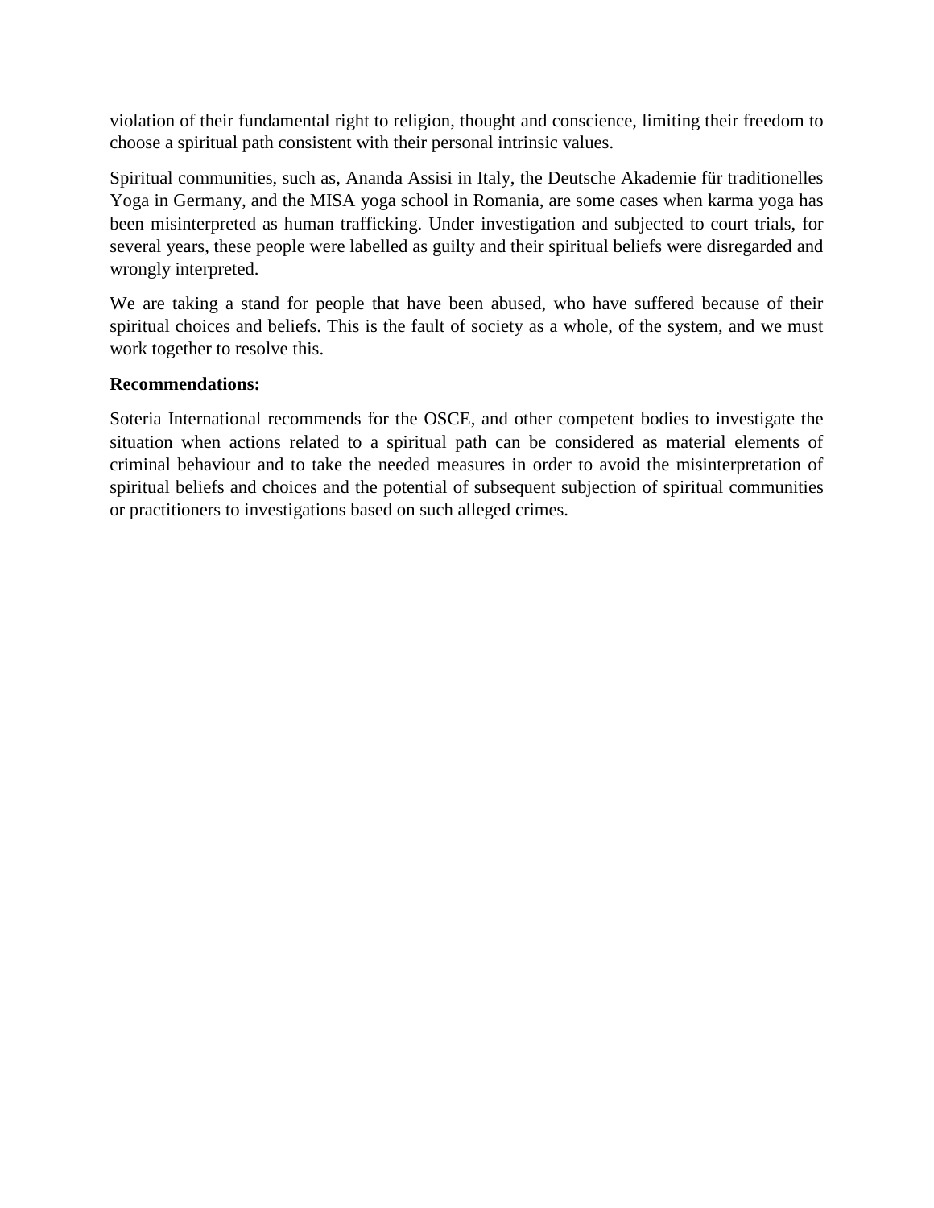violation of their fundamental right to religion, thought and conscience, limiting their freedom to choose a spiritual path consistent with their personal intrinsic values.

Spiritual communities, such as, Ananda Assisi in Italy, the Deutsche Akademie für traditionelles Yoga in Germany, and the MISA yoga school in Romania, are some cases when karma yoga has been misinterpreted as human trafficking. Under investigation and subjected to court trials, for several years, these people were labelled as guilty and their spiritual beliefs were disregarded and wrongly interpreted.

We are taking a stand for people that have been abused, who have suffered because of their spiritual choices and beliefs. This is the fault of society as a whole, of the system, and we must work together to resolve this.

**Recommendations:**

Soteria International recommends for the OSCE, and other competent bodies to investigate the situation when actions related to a spiritual path can be considered as material elements of criminal behaviour and to take the needed measures in order to avoid the misinterpretation of spiritual beliefs and choices and the potential of subsequent subjection of spiritual communities or practitioners to investigations based on such alleged crimes.